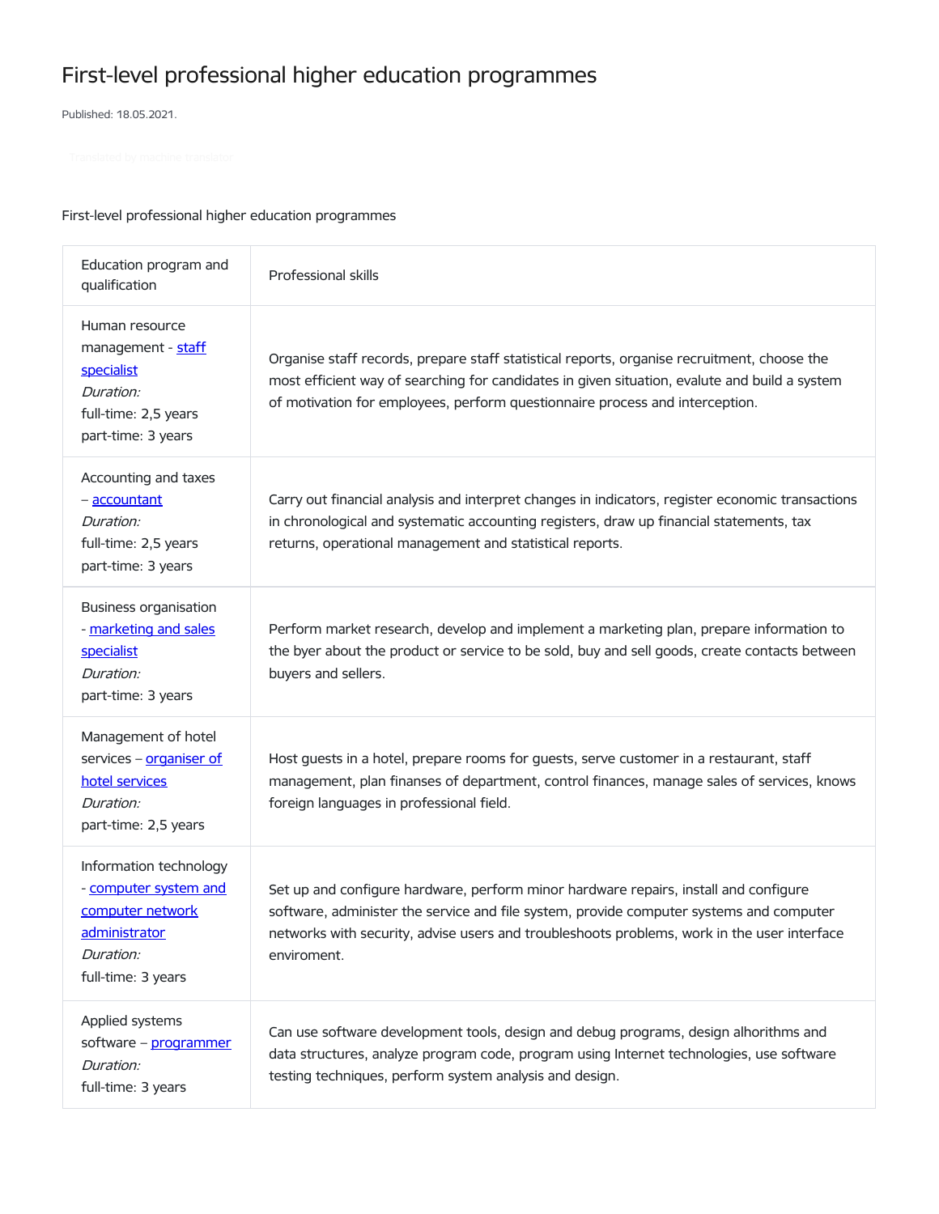# First-level professional higher education programmes

Published: 18.05.2021.

Translated by machine translator

First-level professional higher education programmes

| Education program and qualification | Professional skills |
|---|---|
| Human resource management - [staff specialist] *Duration:* full-time: 2,5 years part-time: 3 years | Organise staff records, prepare staff statistical reports, organise recruitment, choose the most efficient way of searching for candidates in given situation, evalute and build a system of motivation for employees, perform questionnaire process and interception. |
| Accounting and taxes – [accountant] *Duration:* full-time: 2,5 years part-time: 3 years | Carry out financial analysis and interpret changes in indicators, register economic transactions in chronological and systematic accounting registers, draw up financial statements, tax returns, operational management and statistical reports. |
| Business organisation - [marketing and sales specialist] *Duration:* part-time: 3 years | Perform market research, develop and implement a marketing plan, prepare information to the byer about the product or service to be sold, buy and sell goods, create contacts between buyers and sellers. |
| Management of hotel services – [organiser of hotel services] *Duration:* part-time: 2,5 years | Host guests in a hotel, prepare rooms for guests, serve customer in a restaurant, staff management, plan finanses of department, control finances, manage sales of services, knows foreign languages in professional field. |
| Information technology - [computer system and computer network administrator] *Duration:* full-time: 3 years | Set up and configure hardware, perform minor hardware repairs, install and configure software, administer the service and file system, provide computer systems and computer networks with security, advise users and troubleshoots problems, work in the user interface enviroment. |
| Applied systems software – [programmer] *Duration:* full-time: 3 years | Can use software development tools, design and debug programs, design alhorithms and data structures, analyze program code, program using Internet technologies, use software testing techniques, perform system analysis and design. |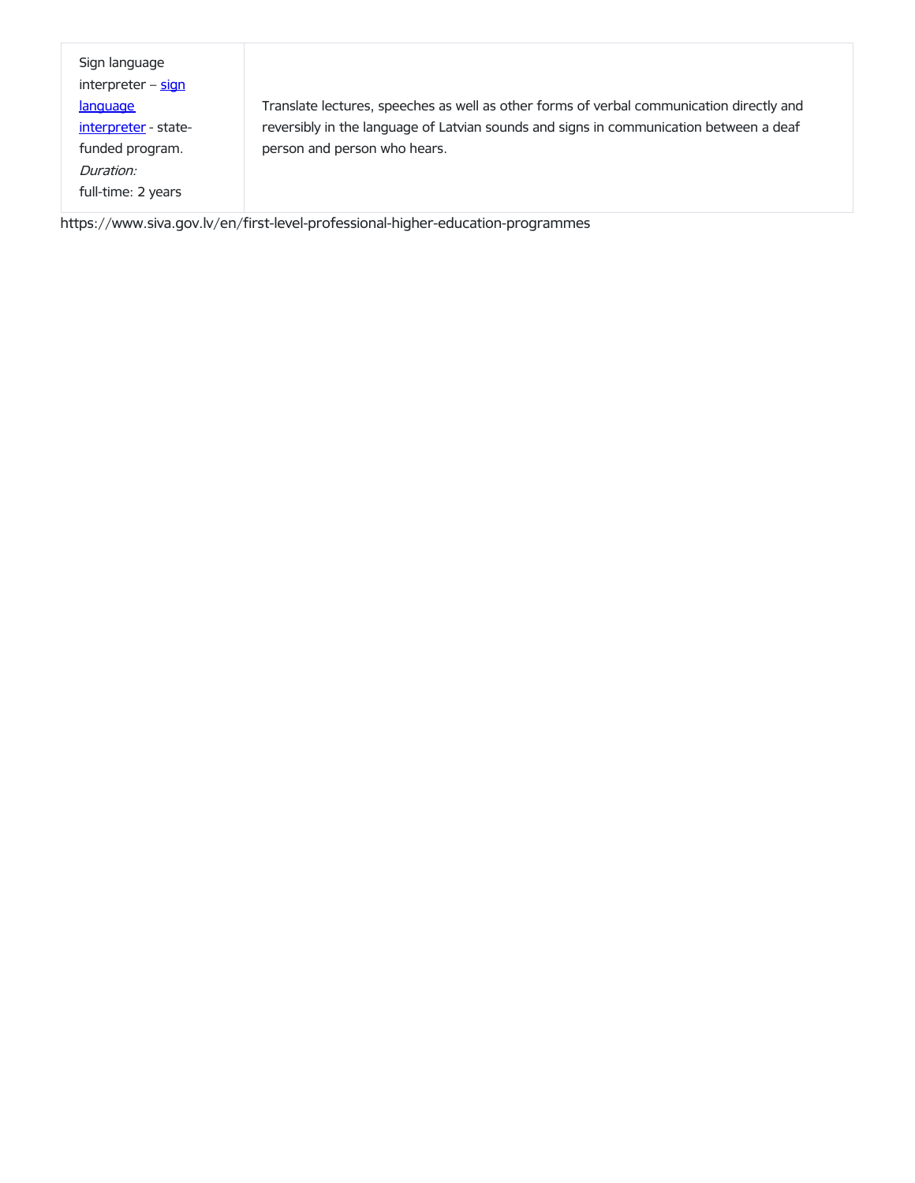| | |
|---|---|
| Sign language interpreter – sign language interpreter - state-funded program. *Duration:* full-time: 2 years | Translate lectures, speeches as well as other forms of verbal communication directly and reversibly in the language of Latvian sounds and signs in communication between a deaf person and person who hears. |

https://www.siva.gov.lv/en/first-level-professional-higher-education-programmes